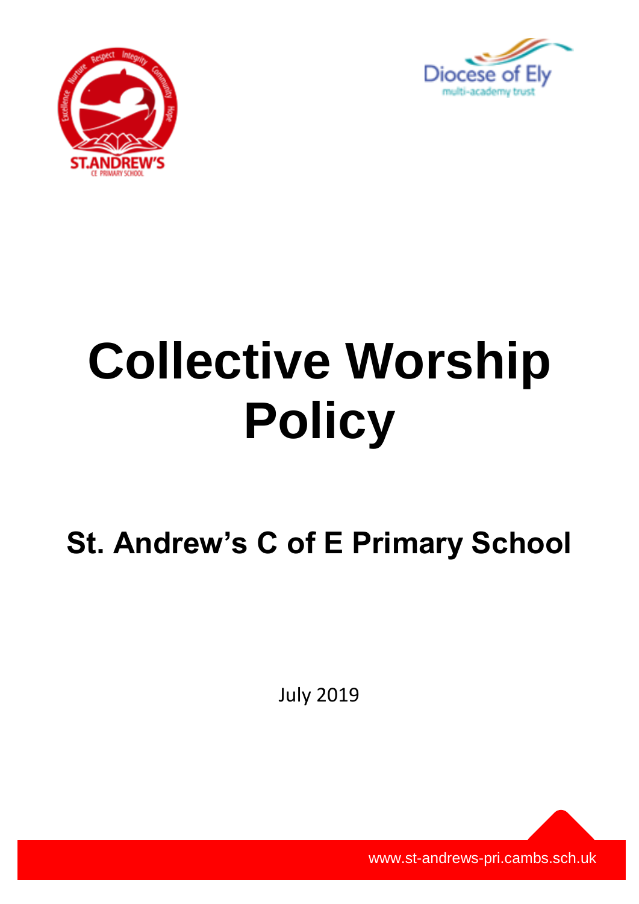# Collective Worship Policy

## St. Andrew's C of E Primary School

July 2019

www.st-andrews-pri.cambs.sch.uk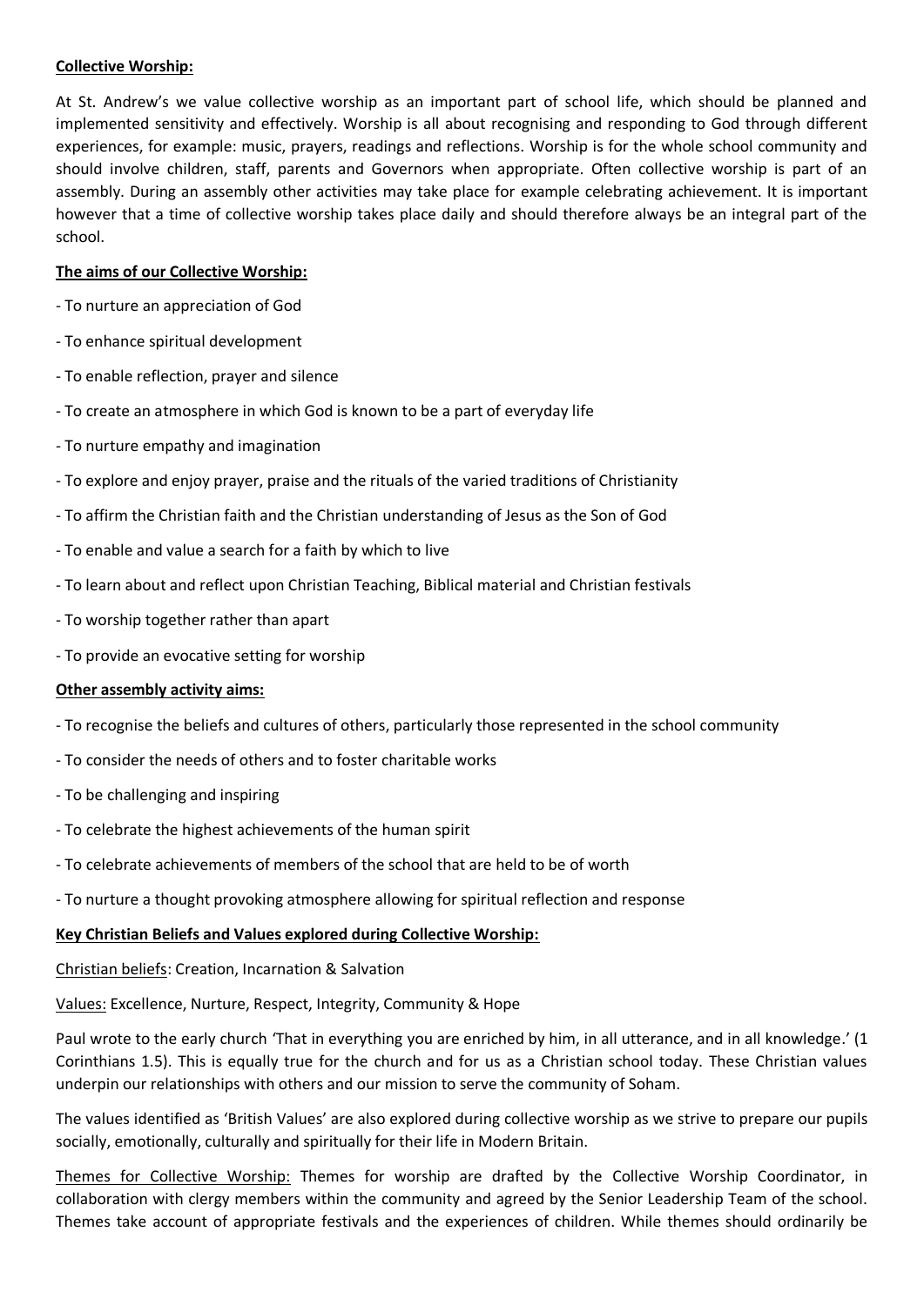**Collective Worship:**

At St. Andrew's we value collective worship as an important part of school life, which should be planned and implemented sensitivity and effectively. Worship is all about recognising and responding to God through different experiences, for example: music, prayers, readings and reflections. Worship is for the whole school community and should involve children, staff, parents and Governors when appropriate. Often collective worship is part of an assembly. During an assembly other activities may take place for example celebrating achievement. It is important however that a time of collective worship takes place daily and should therefore always be an integral part of the school.

**The aims of our Collective Worship:**

- To nurture an appreciation of God
- To enhance spiritual development
- To enable reflection, prayer and silence
- To create an atmosphere in which God is known to be a part of everyday life
- To nurture empathy and imagination
- To explore and enjoy prayer, praise and the rituals of the varied traditions of Christianity
- To affirm the Christian faith and the Christian understanding of Jesus as the Son of God
- To enable and value a search for a faith by which to live
- To learn about and reflect upon Christian Teaching, Biblical material and Christian festivals
- To worship together rather than apart
- To provide an evocative setting for worship

**Other assembly activity aims:**

- To recognise the beliefs and cultures of others, particularly those represented in the school community
- To consider the needs of others and to foster charitable works
- To be challenging and inspiring
- To celebrate the highest achievements of the human spirit
- To celebrate achievements of members of the school that are held to be of worth
- To nurture a thought provoking atmosphere allowing for spiritual reflection and response

**Key Christian Beliefs and Values explored during Collective Worship:**

Christian beliefs: Creation, Incarnation & Salvation

Values: Excellence, Nurture, Respect, Integrity, Community & Hope

Paul wrote to the early church 'That in everything you are enriched by him, in all utterance, and in all knowledge.' (1 Corinthians 1.5). This is equally true for the church and for us as a Christian school today. These Christian values underpin our relationships with others and our mission to serve the community of Soham.

The values identified as 'British Values' are also explored during collective worship as we strive to prepare our pupils socially, emotionally, culturally and spiritually for their life in Modern Britain.

Themes for Collective Worship: Themes for worship are drafted by the Collective Worship Coordinator, in collaboration with clergy members within the community and agreed by the Senior Leadership Team of the school. Themes take account of appropriate festivals and the experiences of children. While themes should ordinarily be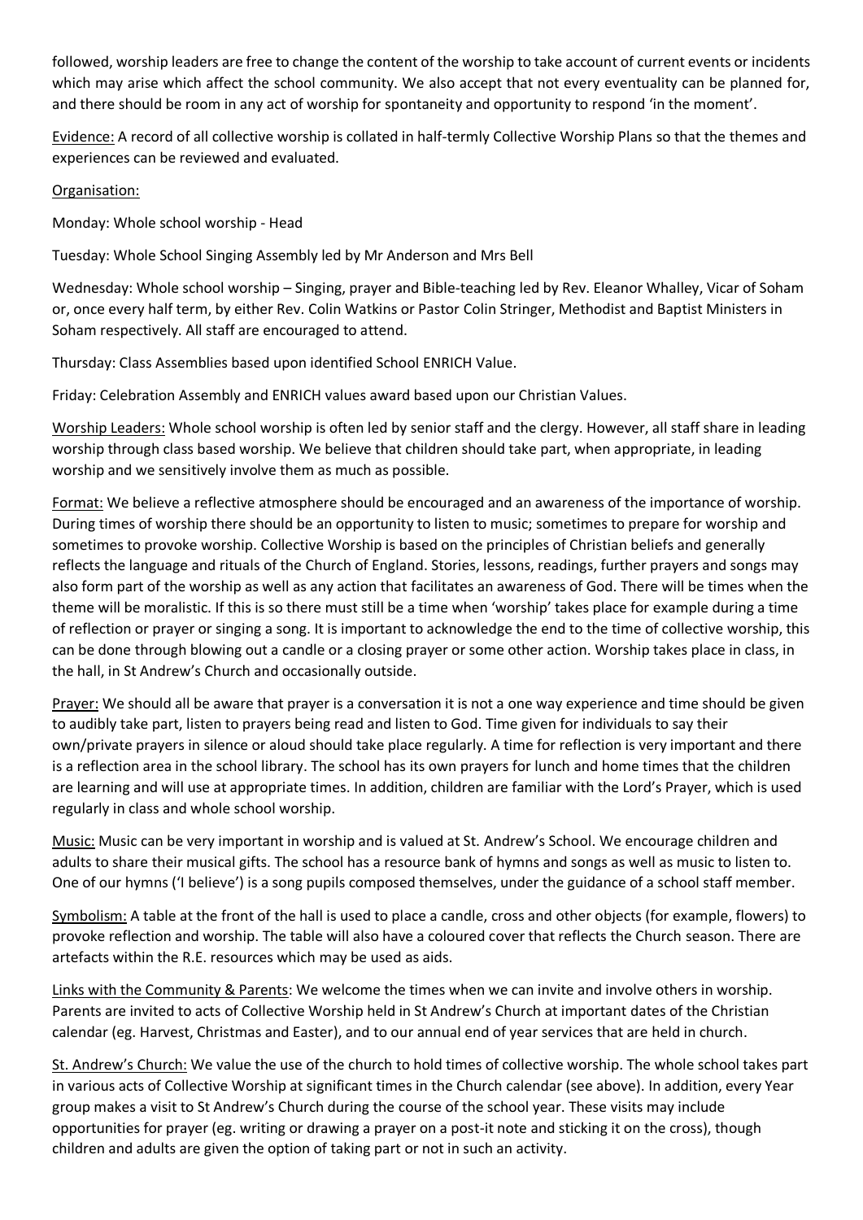followed, worship leaders are free to change the content of the worship to take account of current events or incidents which may arise which affect the school community. We also accept that not every eventuality can be planned for, and there should be room in any act of worship for spontaneity and opportunity to respond 'in the moment'.

Evidence: A record of all collective worship is collated in half-termly Collective Worship Plans so that the themes and experiences can be reviewed and evaluated.

Organisation:

Monday: Whole school worship - Head

Tuesday: Whole School Singing Assembly led by Mr Anderson and Mrs Bell

Wednesday: Whole school worship – Singing, prayer and Bible-teaching led by Rev. Eleanor Whalley, Vicar of Soham or, once every half term, by either Rev. Colin Watkins or Pastor Colin Stringer, Methodist and Baptist Ministers in Soham respectively. All staff are encouraged to attend.

Thursday: Class Assemblies based upon identified School ENRICH Value.

Friday: Celebration Assembly and ENRICH values award based upon our Christian Values.

Worship Leaders: Whole school worship is often led by senior staff and the clergy. However, all staff share in leading worship through class based worship. We believe that children should take part, when appropriate, in leading worship and we sensitively involve them as much as possible.

Format: We believe a reflective atmosphere should be encouraged and an awareness of the importance of worship. During times of worship there should be an opportunity to listen to music; sometimes to prepare for worship and sometimes to provoke worship. Collective Worship is based on the principles of Christian beliefs and generally reflects the language and rituals of the Church of England. Stories, lessons, readings, further prayers and songs may also form part of the worship as well as any action that facilitates an awareness of God. There will be times when the theme will be moralistic. If this is so there must still be a time when 'worship' takes place for example during a time of reflection or prayer or singing a song. It is important to acknowledge the end to the time of collective worship, this can be done through blowing out a candle or a closing prayer or some other action. Worship takes place in class, in the hall, in St Andrew's Church and occasionally outside.

Prayer: We should all be aware that prayer is a conversation it is not a one way experience and time should be given to audibly take part, listen to prayers being read and listen to God. Time given for individuals to say their own/private prayers in silence or aloud should take place regularly. A time for reflection is very important and there is a reflection area in the school library. The school has its own prayers for lunch and home times that the children are learning and will use at appropriate times. In addition, children are familiar with the Lord's Prayer, which is used regularly in class and whole school worship.

Music: Music can be very important in worship and is valued at St. Andrew's School. We encourage children and adults to share their musical gifts. The school has a resource bank of hymns and songs as well as music to listen to. One of our hymns ('I believe') is a song pupils composed themselves, under the guidance of a school staff member.

Symbolism: A table at the front of the hall is used to place a candle, cross and other objects (for example, flowers) to provoke reflection and worship. The table will also have a coloured cover that reflects the Church season. There are artefacts within the R.E. resources which may be used as aids.

Links with the Community & Parents: We welcome the times when we can invite and involve others in worship. Parents are invited to acts of Collective Worship held in St Andrew's Church at important dates of the Christian calendar (eg. Harvest, Christmas and Easter), and to our annual end of year services that are held in church.

St. Andrew's Church: We value the use of the church to hold times of collective worship. The whole school takes part in various acts of Collective Worship at significant times in the Church calendar (see above). In addition, every Year group makes a visit to St Andrew's Church during the course of the school year. These visits may include opportunities for prayer (eg. writing or drawing a prayer on a post-it note and sticking it on the cross), though children and adults are given the option of taking part or not in such an activity.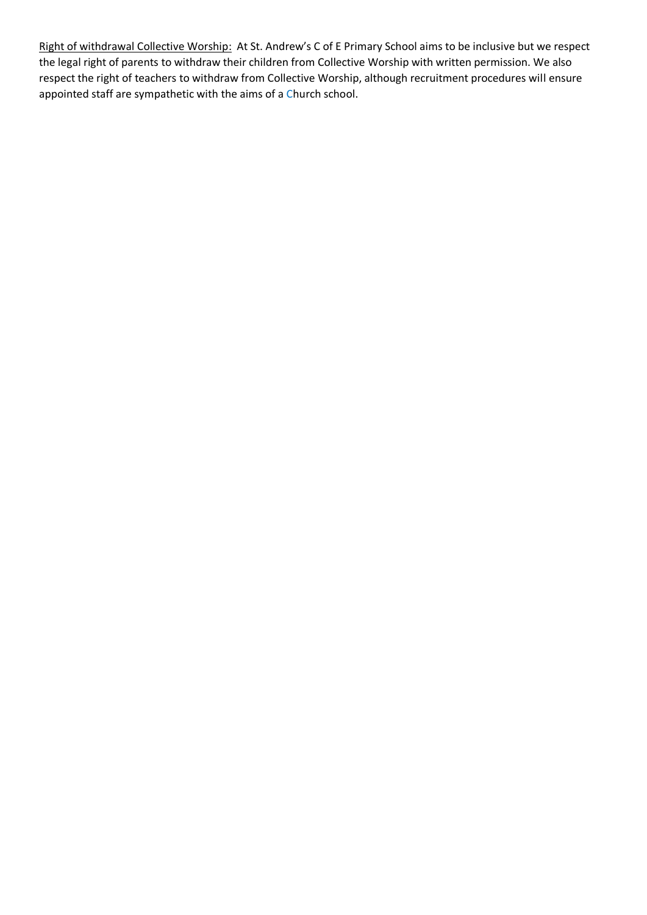Right of withdrawal Collective Worship: At St. Andrew's C of E Primary School aims to be inclusive but we respect the legal right of parents to withdraw their children from Collective Worship with written permission. We also respect the right of teachers to withdraw from Collective Worship, although recruitment procedures will ensure appointed staff are sympathetic with the aims of a Church school.